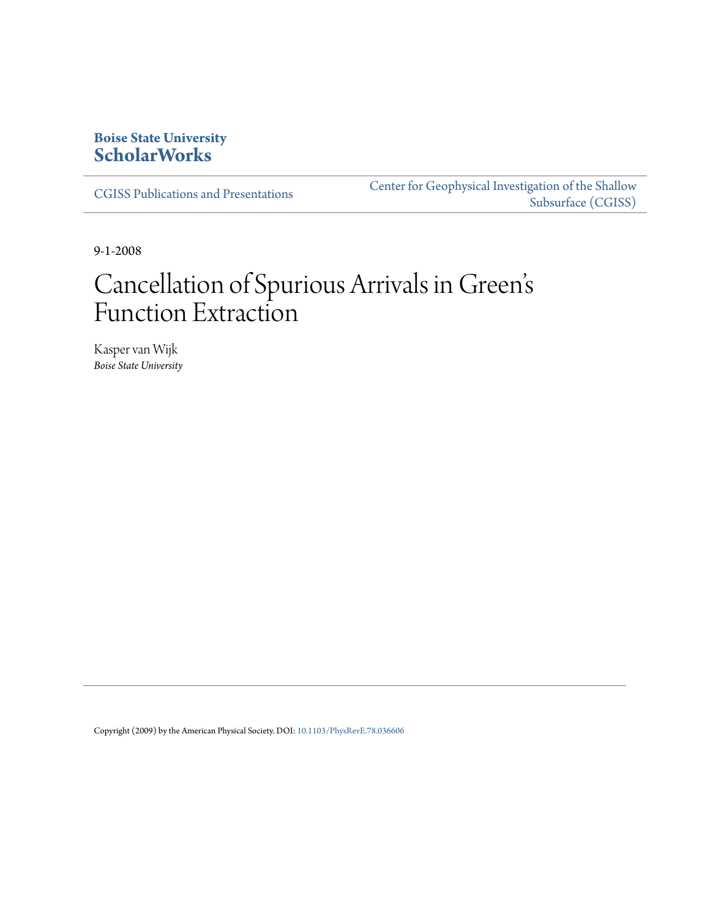**Boise State University**
**ScholarWorks**

CGISS Publications and Presentations

Center for Geophysical Investigation of the Shallow Subsurface (CGISS)

9-1-2008

# Cancellation of Spurious Arrivals in Green's Function Extraction

Kasper van Wijk
*Boise State University*

Copyright (2009) by the American Physical Society. DOI: 10.1103/PhysRevE.78.036606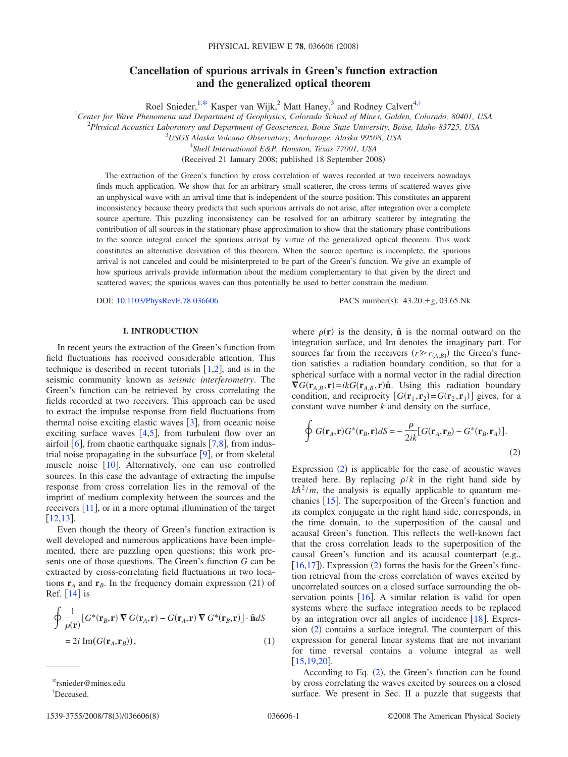# Cancellation of spurious arrivals in Green's function extraction and the generalized optical theorem

Roel Snieder,[1,*] Kasper van Wijk,[2] Matt Haney,[3] and Rodney Calvert[4,†]

[1]*Center for Wave Phenomena and Department of Geophysics, Colorado School of Mines, Golden, Colorado, 80401, USA*

[2]*Physical Acoustics Laboratory and Department of Geosciences, Boise State University, Boise, Idaho 83725, USA*

[3]*USGS Alaska Volcano Observatory, Anchorage, Alaska 99508, USA*

[4]*Shell International E&P, Houston, Texas 77001, USA*

(Received 21 January 2008; published 18 September 2008)

The extraction of the Green's function by cross correlation of waves recorded at two receivers nowadays finds much application. We show that for an arbitrary small scatterer, the cross terms of scattered waves give an unphysical wave with an arrival time that is independent of the source position. This constitutes an apparent inconsistency because theory predicts that such spurious arrivals do not arise, after integration over a complete source aperture. This puzzling inconsistency can be resolved for an arbitrary scatterer by integrating the contribution of all sources in the stationary phase approximation to show that the stationary phase contributions to the source integral cancel the spurious arrival by virtue of the generalized optical theorem. This work constitutes an alternative derivation of this theorem. When the source aperture is incomplete, the spurious arrival is not canceled and could be misinterpreted to be part of the Green's function. We give an example of how spurious arrivals provide information about the medium complementary to that given by the direct and scattered waves; the spurious waves can thus potentially be used to better constrain the medium.

DOI: 10.1103/PhysRevE.78.036606 PACS number(s): 43.20.+g, 03.65.Nk

## I. INTRODUCTION

In recent years the extraction of the Green's function from field fluctuations has received considerable attention. This technique is described in recent tutorials [1,2], and is in the seismic community known as *seismic interferometry*. The Green's function can be retrieved by cross correlating the fields recorded at two receivers. This approach can be used to extract the impulse response from field fluctuations from thermal noise exciting elastic waves [3], from oceanic noise exciting surface waves [4,5], from turbulent flow over an airfoil [6], from chaotic earthquake signals [7,8], from industrial noise propagating in the subsurface [9], or from skeletal muscle noise [10]. Alternatively, one can use controlled sources. In this case the advantage of extracting the impulse response from cross correlation lies in the removal of the imprint of medium complexity between the sources and the receivers [11], or in a more optimal illumination of the target [12,13].

Even though the theory of Green's function extraction is well developed and numerous applications have been implemented, there are puzzling open questions; this work presents one of those questions. The Green's function $G$ can be extracted by cross-correlating field fluctuations in two locations $\mathbf{r}_A$ and $\mathbf{r}_B$. In the frequency domain expression (21) of Ref. [14] is

$$\oint \frac{1}{\rho(\mathbf{r})}[G^*(\mathbf{r}_B,\mathbf{r})\nabla G(\mathbf{r}_A,\mathbf{r}) - G(\mathbf{r}_A,\mathbf{r})\nabla G^*(\mathbf{r}_B,\mathbf{r})]\cdot\hat{\mathbf{n}}dS = 2i\,\mathrm{Im}(G(\mathbf{r}_A,\mathbf{r}_B)), \tag{1}$$

where $\rho(\mathbf{r})$ is the density, $\hat{\mathbf{n}}$ is the normal outward on the integration surface, and Im denotes the imaginary part. For sources far from the receivers $(r \gg r_{(A,B)})$ the Green's function satisfies a radiation boundary condition, so that for a spherical surface with a normal vector in the radial direction $\nabla G(\mathbf{r}_{A,B},\mathbf{r}) = ikG(\mathbf{r}_{A,B},\mathbf{r})\hat{\mathbf{n}}$. Using this radiation boundary condition, and reciprocity $[G(\mathbf{r}_1,\mathbf{r}_2)=G(\mathbf{r}_2,\mathbf{r}_1)]$ gives, for a constant wave number $k$ and density on the surface,

$$\oint G(\mathbf{r}_A,\mathbf{r})G^*(\mathbf{r}_B,\mathbf{r})dS = -\frac{\rho}{2ik}[G(\mathbf{r}_A,\mathbf{r}_B) - G^*(\mathbf{r}_B,\mathbf{r}_A)]. \tag{2}$$

Expression (2) is applicable for the case of acoustic waves treated here. By replacing $\rho/k$ in the right hand side by $k\hbar^2/m$, the analysis is equally applicable to quantum mechanics [15]. The superposition of the Green's function and its complex conjugate in the right hand side, corresponds, in the time domain, to the superposition of the causal and acausal Green's function. This reflects the well-known fact that the cross correlation leads to the superposition of the causal Green's function and its acausal counterpart (e.g., [16,17]). Expression (2) forms the basis for the Green's function retrieval from the cross correlation of waves excited by uncorrelated sources on a closed surface surrounding the observation points [16]. A similar relation is valid for open systems where the surface integration needs to be replaced by an integration over all angles of incidence [18]. Expression (2) contains a surface integral. The counterpart of this expression for general linear systems that are not invariant for time reversal contains a volume integral as well [15,19,20].

According to Eq. (2), the Green's function can be found by cross correlating the waves excited by sources on a closed surface. We present in Sec. II a puzzle that suggests that

*rsnieder@mines.edu

†Deceased.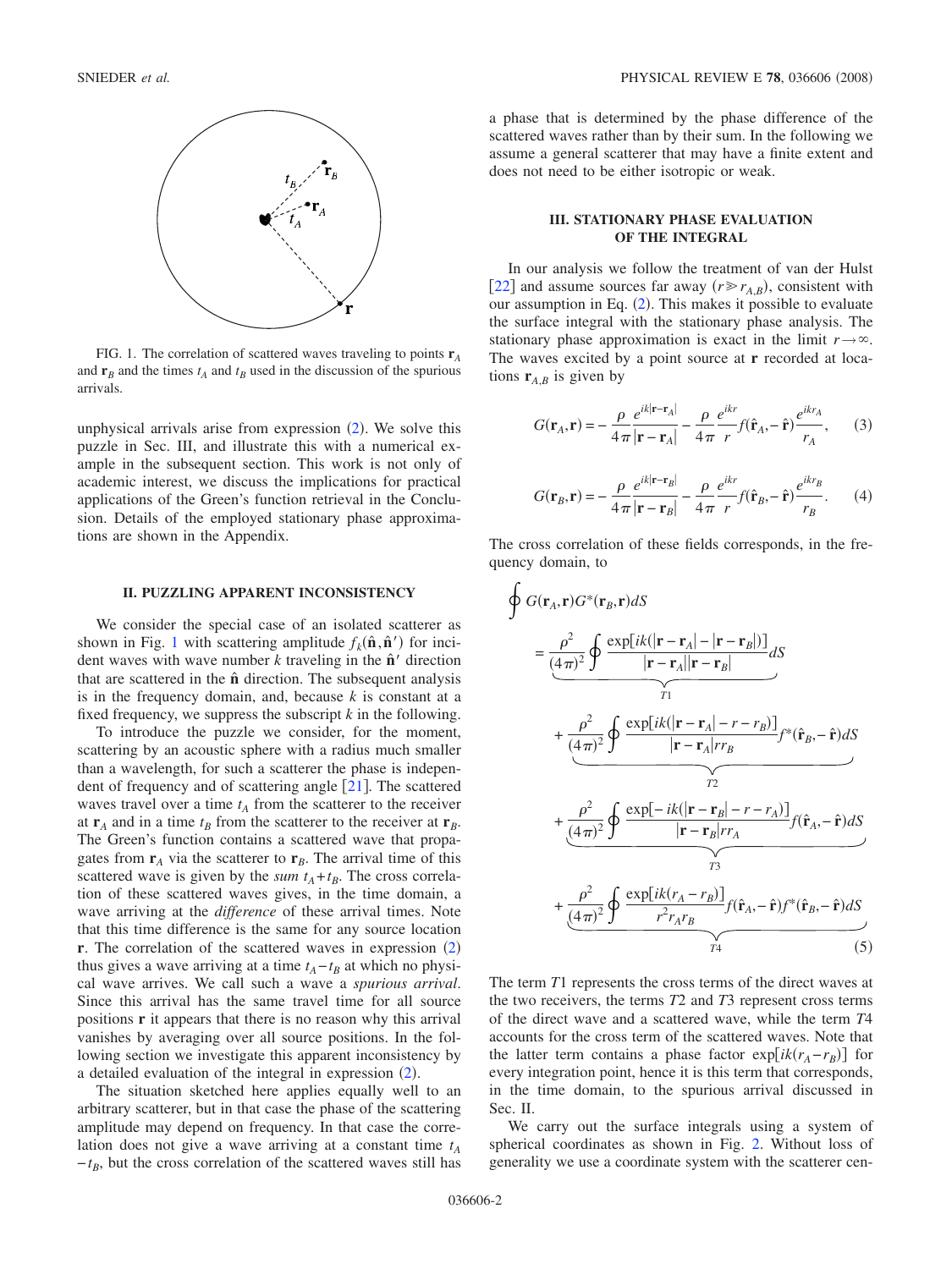FIG. 1. The correlation of scattered waves traveling to points $\mathbf{r}_A$ and $\mathbf{r}_B$ and the times $t_A$ and $t_B$ used in the discussion of the spurious arrivals.

unphysical arrivals arise from expression (2). We solve this puzzle in Sec. III, and illustrate this with a numerical example in the subsequent section. This work is not only of academic interest, we discuss the implications for practical applications of the Green's function retrieval in the Conclusion. Details of the employed stationary phase approximations are shown in the Appendix.

## II. PUZZLING APPARENT INCONSISTENCY

We consider the special case of an isolated scatterer as shown in Fig. 1 with scattering amplitude $f_k(\hat{\mathbf{n}},\hat{\mathbf{n}}')$ for incident waves with wave number $k$ traveling in the $\hat{\mathbf{n}}'$ direction that are scattered in the $\hat{\mathbf{n}}$ direction. The subsequent analysis is in the frequency domain, and, because $k$ is constant at a fixed frequency, we suppress the subscript $k$ in the following.

To introduce the puzzle we consider, for the moment, scattering by an acoustic sphere with a radius much smaller than a wavelength, for such a scatterer the phase is independent of frequency and of scattering angle [21]. The scattered waves travel over a time $t_A$ from the scatterer to the receiver at $\mathbf{r}_A$ and in a time $t_B$ from the scatterer to the receiver at $\mathbf{r}_B$. The Green's function contains a scattered wave that propagates from $\mathbf{r}_A$ via the scatterer to $\mathbf{r}_B$. The arrival time of this scattered wave is given by the *sum* $t_A+t_B$. The cross correlation of these scattered waves gives, in the time domain, a wave arriving at the *difference* of these arrival times. Note that this time difference is the same for any source location $\mathbf{r}$. The correlation of the scattered waves in expression (2) thus gives a wave arriving at a time $t_A-t_B$ at which no physical wave arrives. We call such a wave a *spurious arrival*. Since this arrival has the same travel time for all source positions $\mathbf{r}$ it appears that there is no reason why this arrival vanishes by averaging over all source positions. In the following section we investigate this apparent inconsistency by a detailed evaluation of the integral in expression (2).

The situation sketched here applies equally well to an arbitrary scatterer, but in that case the phase of the scattering amplitude may depend on frequency. In that case the correlation does not give a wave arriving at a constant time $t_A-t_B$, but the cross correlation of the scattered waves still has a phase that is determined by the phase difference of the scattered waves rather than by their sum. In the following we assume a general scatterer that may have a finite extent and does not need to be either isotropic or weak.

## III. STATIONARY PHASE EVALUATION OF THE INTEGRAL

In our analysis we follow the treatment of van der Hulst [22] and assume sources far away ($r \gg r_{A,B}$), consistent with our assumption in Eq. (2). This makes it possible to evaluate the surface integral with the stationary phase analysis. The stationary phase approximation is exact in the limit $r\to\infty$. The waves excited by a point source at $\mathbf{r}$ recorded at locations $\mathbf{r}_{A,B}$ is given by

$$G(\mathbf{r}_A,\mathbf{r}) = -\frac{\rho}{4\pi}\frac{e^{ik|\mathbf{r}-\mathbf{r}_A|}}{|\mathbf{r}-\mathbf{r}_A|} - \frac{\rho}{4\pi}\frac{e^{ikr}}{r}f(\hat{\mathbf{r}}_A,-\hat{\mathbf{r}})\frac{e^{ikr_A}}{r_A}, \quad (3)$$

$$G(\mathbf{r}_B,\mathbf{r}) = -\frac{\rho}{4\pi}\frac{e^{ik|\mathbf{r}-\mathbf{r}_B|}}{|\mathbf{r}-\mathbf{r}_B|} - \frac{\rho}{4\pi}\frac{e^{ikr}}{r}f(\hat{\mathbf{r}}_B,-\hat{\mathbf{r}})\frac{e^{ikr_B}}{r_B}. \quad (4)$$

The cross correlation of these fields corresponds, in the frequency domain, to

$$\begin{aligned}
\oint G(\mathbf{r}_A,\mathbf{r})G^*(\mathbf{r}_B,\mathbf{r})dS
&= \underbrace{\frac{\rho^2}{(4\pi)^2}\oint\frac{\exp[ik(|\mathbf{r}-\mathbf{r}_A|-|\mathbf{r}-\mathbf{r}_B|)]}{|\mathbf{r}-\mathbf{r}_A||\mathbf{r}-\mathbf{r}_B|}dS}_{T1} \\
&\quad + \underbrace{\frac{\rho^2}{(4\pi)^2}\oint\frac{\exp[ik(|\mathbf{r}-\mathbf{r}_A|-r-r_B)]}{|\mathbf{r}-\mathbf{r}_A|rr_B}f^*(\hat{\mathbf{r}}_B,-\hat{\mathbf{r}})dS}_{T2} \\
&\quad + \underbrace{\frac{\rho^2}{(4\pi)^2}\oint\frac{\exp[-ik(|\mathbf{r}-\mathbf{r}_B|-r-r_A)]}{|\mathbf{r}-\mathbf{r}_B|rr_A}f(\hat{\mathbf{r}}_A,-\hat{\mathbf{r}})dS}_{T3} \\
&\quad + \underbrace{\frac{\rho^2}{(4\pi)^2}\oint\frac{\exp[ik(r_A-r_B)]}{r^2r_Ar_B}f(\hat{\mathbf{r}}_A,-\hat{\mathbf{r}})f^*(\hat{\mathbf{r}}_B,-\hat{\mathbf{r}})dS}_{T4}
\end{aligned} \quad (5)$$

The term $T1$ represents the cross terms of the direct waves at the two receivers, the terms $T2$ and $T3$ represent cross terms of the direct wave and a scattered wave, while the term $T4$ accounts for the cross term of the scattered waves. Note that the latter term contains a phase factor $\exp[ik(r_A-r_B)]$ for every integration point, hence it is this term that corresponds, in the time domain, to the spurious arrival discussed in Sec. II.

We carry out the surface integrals using a system of spherical coordinates as shown in Fig. 2. Without loss of generality we use a coordinate system with the scatterer cen-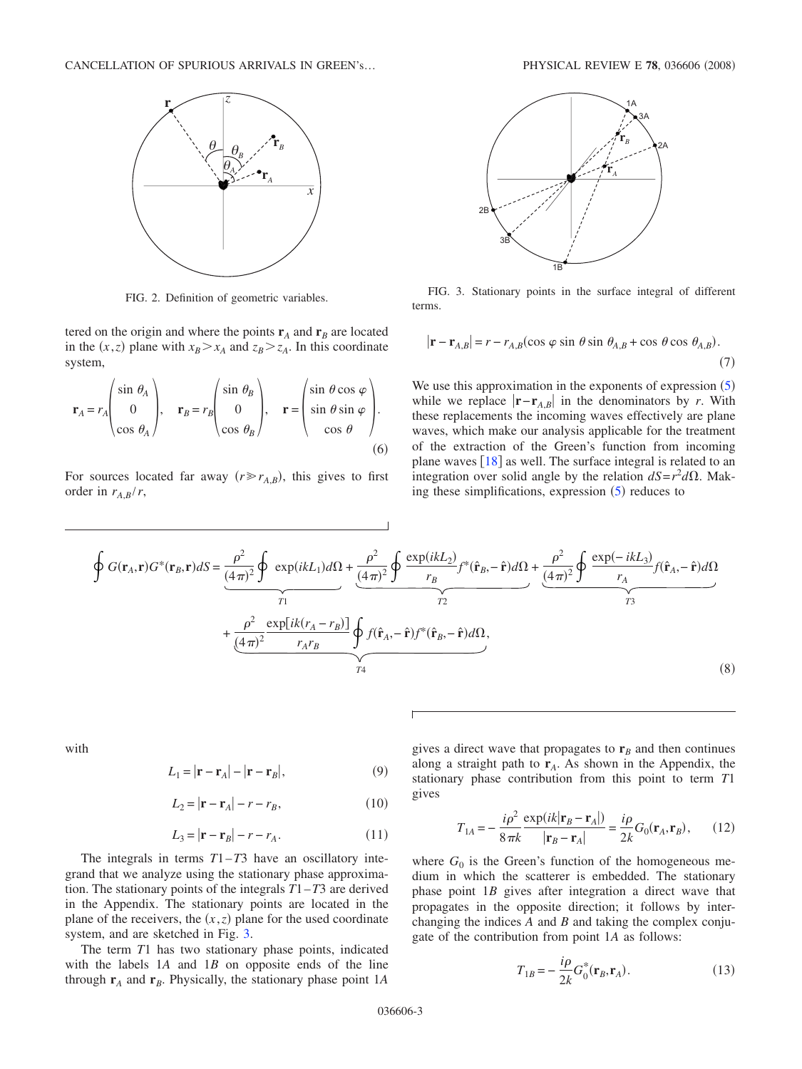FIG. 2. Definition of geometric variables.

FIG. 3. Stationary points in the surface integral of different terms.

tered on the origin and where the points $\mathbf{r}_A$ and $\mathbf{r}_B$ are located in the $(x,z)$ plane with $x_B > x_A$ and $z_B > z_A$. In this coordinate system,

$$\mathbf{r}_A = r_A\begin{pmatrix}\sin\theta_A\\0\\\cos\theta_A\end{pmatrix},\quad \mathbf{r}_B = r_B\begin{pmatrix}\sin\theta_B\\0\\\cos\theta_B\end{pmatrix},\quad \mathbf{r} = r\begin{pmatrix}\sin\theta\cos\varphi\\\sin\theta\sin\varphi\\\cos\theta\end{pmatrix}. \tag{6}$$

For sources located far away ($r \gg r_{A,B}$), this gives to first order in $r_{A,B}/r$,

$$|\mathbf{r}-\mathbf{r}_{A,B}| = r - r_{A,B}(\cos\varphi\sin\theta\sin\theta_{A,B} + \cos\theta\cos\theta_{A,B}). \tag{7}$$

We use this approximation in the exponents of expression (5) while we replace $|\mathbf{r}-\mathbf{r}_{A,B}|$ in the denominators by $r$. With these replacements the incoming waves effectively are plane waves, which make our analysis applicable for the treatment of the extraction of the Green's function from incoming plane waves [18] as well. The surface integral is related to an integration over solid angle by the relation $dS = r^2 d\Omega$. Making these simplifications, expression (5) reduces to

$$\oint G(\mathbf{r}_A,\mathbf{r})G^*(\mathbf{r}_B,\mathbf{r})dS = \underbrace{\frac{\rho^2}{(4\pi)^2}\oint \exp(ikL_1)d\Omega}_{T1} + \underbrace{\frac{\rho^2}{(4\pi)^2}\oint \frac{\exp(ikL_2)}{r_B}f^*(\hat{\mathbf{r}}_B,-\hat{\mathbf{r}})d\Omega}_{T2} + \underbrace{\frac{\rho^2}{(4\pi)^2}\oint \frac{\exp(-ikL_3)}{r_A}f(\hat{\mathbf{r}}_A,-\hat{\mathbf{r}})d\Omega}_{T3}$$
$$+ \underbrace{\frac{\rho^2}{(4\pi)^2}\frac{\exp[ik(r_A-r_B)]}{r_A r_B}\oint f(\hat{\mathbf{r}}_A,-\hat{\mathbf{r}})f^*(\hat{\mathbf{r}}_B,-\hat{\mathbf{r}})d\Omega}_{T4}, \tag{8}$$

with

$$L_1 = |\mathbf{r}-\mathbf{r}_A| - |\mathbf{r}-\mathbf{r}_B|, \tag{9}$$

$$L_2 = |\mathbf{r}-\mathbf{r}_A| - r - r_B, \tag{10}$$

$$L_3 = |\mathbf{r}-\mathbf{r}_B| - r - r_A. \tag{11}$$

The integrals in terms $T1$–$T3$ have an oscillatory integrand that we analyze using the stationary phase approximation. The stationary points of the integrals $T1$–$T3$ are derived in the Appendix. The stationary points are located in the plane of the receivers, the $(x,z)$ plane for the used coordinate system, and are sketched in Fig. 3.

The term $T1$ has two stationary phase points, indicated with the labels $1A$ and $1B$ on opposite ends of the line through $\mathbf{r}_A$ and $\mathbf{r}_B$. Physically, the stationary phase point $1A$ gives a direct wave that propagates to $\mathbf{r}_B$ and then continues along a straight path to $\mathbf{r}_A$. As shown in the Appendix, the stationary phase contribution from this point to term $T1$ gives

$$T_{1A} = -\frac{i\rho^2}{8\pi k}\frac{\exp(ik|\mathbf{r}_B-\mathbf{r}_A|)}{|\mathbf{r}_B-\mathbf{r}_A|} = \frac{i\rho}{2k}G_0(\mathbf{r}_A,\mathbf{r}_B), \tag{12}$$

where $G_0$ is the Green's function of the homogeneous medium in which the scatterer is embedded. The stationary phase point $1B$ gives after integration a direct wave that propagates in the opposite direction; it follows by interchanging the indices $A$ and $B$ and taking the complex conjugate of the contribution from point $1A$ as follows:

$$T_{1B} = -\frac{i\rho}{2k}G_0^*(\mathbf{r}_B,\mathbf{r}_A). \tag{13}$$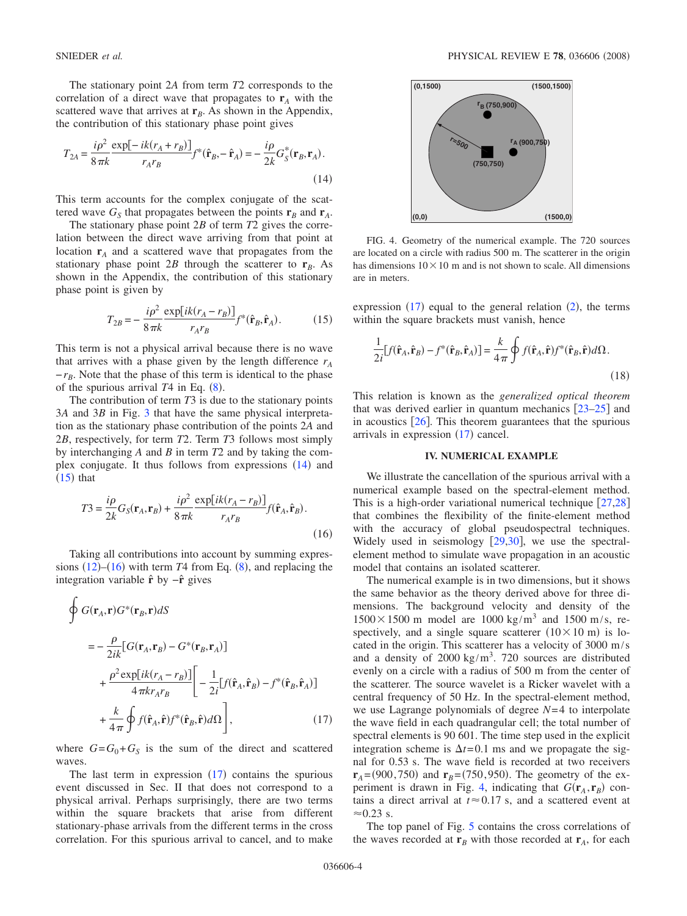The stationary point 2*A* from term *T*2 corresponds to the correlation of a direct wave that propagates to $\mathbf{r}_A$ with the scattered wave that arrives at $\mathbf{r}_B$. As shown in the Appendix, the contribution of this stationary phase point gives

$$T_{2A} = \frac{i\rho^2}{8\pi k}\frac{\exp[-ik(r_A+r_B)]}{r_A r_B}f^*(\hat{\mathbf{r}}_B,-\hat{\mathbf{r}}_A) = -\frac{i\rho}{2k}G_S^*(\mathbf{r}_B,\mathbf{r}_A). \tag{14}$$

This term accounts for the complex conjugate of the scattered wave $G_S$ that propagates between the points $\mathbf{r}_B$ and $\mathbf{r}_A$.

The stationary phase point 2*B* of term *T*2 gives the correlation between the direct wave arriving from that point at location $\mathbf{r}_A$ and a scattered wave that propagates from the stationary phase point 2*B* through the scatterer to $\mathbf{r}_B$. As shown in the Appendix, the contribution of this stationary phase point is given by

$$T_{2B} = -\frac{i\rho^2}{8\pi k}\frac{\exp[ik(r_A-r_B)]}{r_A r_B}f^*(\hat{\mathbf{r}}_B,\hat{\mathbf{r}}_A). \tag{15}$$

This term is not a physical arrival because there is no wave that arrives with a phase given by the length difference $r_A - r_B$. Note that the phase of this term is identical to the phase of the spurious arrival *T*4 in Eq. (8).

The contribution of term *T*3 is due to the stationary points 3*A* and 3*B* in Fig. 3 that have the same physical interpretation as the stationary phase contribution of the points 2*A* and 2*B*, respectively, for term *T*2. Term *T*3 follows most simply by interchanging *A* and *B* in term *T*2 and by taking the complex conjugate. It thus follows from expressions (14) and (15) that

$$T3 = \frac{i\rho}{2k}G_S(\mathbf{r}_A,\mathbf{r}_B) + \frac{i\rho^2}{8\pi k}\frac{\exp[ik(r_A-r_B)]}{r_A r_B}f(\hat{\mathbf{r}}_A,\hat{\mathbf{r}}_B). \tag{16}$$

Taking all contributions into account by summing expressions (12)–(16) with term *T*4 from Eq. (8), and replacing the integration variable $\hat{\mathbf{r}}$ by $-\hat{\mathbf{r}}$ gives

$$\begin{aligned}\oint G(\mathbf{r}_A,\mathbf{r})G^*(\mathbf{r}_B,\mathbf{r})dS &= -\frac{\rho}{2ik}[G(\mathbf{r}_A,\mathbf{r}_B) - G^*(\mathbf{r}_B,\mathbf{r}_A)] \\ &\quad + \frac{\rho^2\exp[ik(r_A-r_B)]}{4\pi k r_A r_B}\Bigg[-\frac{1}{2i}[f(\hat{\mathbf{r}}_A,\hat{\mathbf{r}}_B) - f^*(\hat{\mathbf{r}}_B,\hat{\mathbf{r}}_A)] \\ &\quad + \frac{k}{4\pi}\oint f(\hat{\mathbf{r}}_A,\hat{\mathbf{r}})f^*(\hat{\mathbf{r}}_B,\hat{\mathbf{r}})d\Omega\Bigg],\end{aligned} \tag{17}$$

where $G = G_0 + G_S$ is the sum of the direct and scattered waves.

The last term in expression (17) contains the spurious event discussed in Sec. II that does not correspond to a physical arrival. Perhaps surprisingly, there are two terms within the square brackets that arise from different stationary-phase arrivals from the different terms in the cross correlation. For this spurious arrival to cancel, and to make expression (17) equal to the general relation (2), the terms within the square brackets must vanish, hence

$$\frac{1}{2i}[f(\hat{\mathbf{r}}_A,\hat{\mathbf{r}}_B) - f^*(\hat{\mathbf{r}}_B,\hat{\mathbf{r}}_A)] = \frac{k}{4\pi}\oint f(\hat{\mathbf{r}}_A,\hat{\mathbf{r}})f^*(\hat{\mathbf{r}}_B,\hat{\mathbf{r}})d\Omega. \tag{18}$$

This relation is known as the *generalized optical theorem* that was derived earlier in quantum mechanics [23–25] and in acoustics [26]. This theorem guarantees that the spurious arrivals in expression (17) cancel.

FIG. 4. Geometry of the numerical example. The 720 sources are located on a circle with radius 500 m. The scatterer in the origin has dimensions $10\times10$ m and is not shown to scale. All dimensions are in meters.

## IV. NUMERICAL EXAMPLE

We illustrate the cancellation of the spurious arrival with a numerical example based on the spectral-element method. This is a high-order variational numerical technique [27,28] that combines the flexibility of the finite-element method with the accuracy of global pseudospectral techniques. Widely used in seismology [29,30], we use the spectral-element method to simulate wave propagation in an acoustic model that contains an isolated scatterer.

The numerical example is in two dimensions, but it shows the same behavior as the theory derived above for three dimensions. The background velocity and density of the $1500\times1500$ m model are 1000 kg/m$^3$ and 1500 m/s, respectively, and a single square scatterer ($10\times10$ m) is located in the origin. This scatterer has a velocity of 3000 m/s and a density of 2000 kg/m$^3$. 720 sources are distributed evenly on a circle with a radius of 500 m from the center of the scatterer. The source wavelet is a Ricker wavelet with a central frequency of 50 Hz. In the spectral-element method, we use Lagrange polynomials of degree $N=4$ to interpolate the wave field in each quadrangular cell; the total number of spectral elements is 90 601. The time step used in the explicit integration scheme is $\Delta t = 0.1$ ms and we propagate the signal for 0.53 s. The wave field is recorded at two receivers $\mathbf{r}_A = (900,750)$ and $\mathbf{r}_B = (750,950)$. The geometry of the experiment is drawn in Fig. 4, indicating that $G(\mathbf{r}_A,\mathbf{r}_B)$ contains a direct arrival at $t\approx0.17$ s, and a scattered event at $\approx0.23$ s.

The top panel of Fig. 5 contains the cross correlations of the waves recorded at $\mathbf{r}_B$ with those recorded at $\mathbf{r}_A$, for each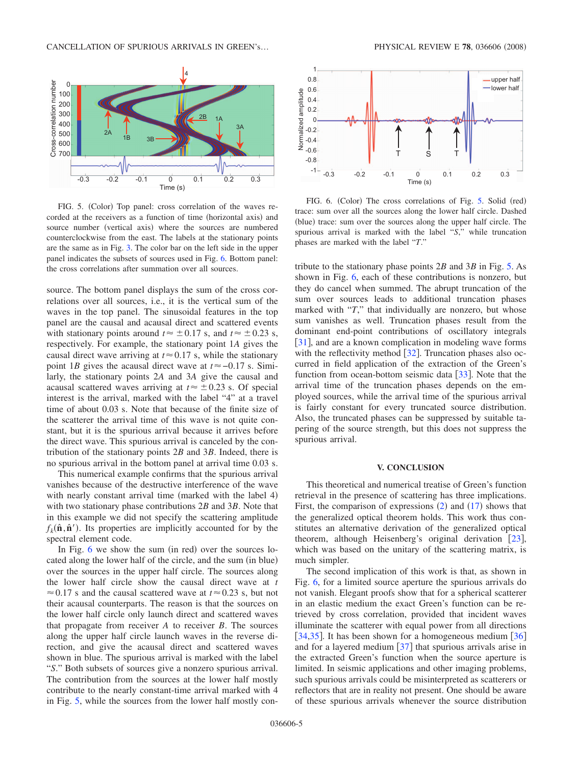FIG. 5. (Color) Top panel: cross correlation of the waves recorded at the receivers as a function of time (horizontal axis) and source number (vertical axis) where the sources are numbered counterclockwise from the east. The labels at the stationary points are the same as in Fig. 3. The color bar on the left side in the upper panel indicates the subsets of sources used in Fig. 6. Bottom panel: the cross correlations after summation over all sources.

FIG. 6. (Color) The cross correlations of Fig. 5. Solid (red) trace: sum over all the sources along the lower half circle. Dashed (blue) trace: sum over the sources along the upper half circle. The spurious arrival is marked with the label "*S*," while truncation phases are marked with the label "*T*."

source. The bottom panel displays the sum of the cross correlations over all sources, i.e., it is the vertical sum of the waves in the top panel. The sinusoidal features in the top panel are the causal and acausal direct and scattered events with stationary points around $t \approx \pm 0.17$ s, and $t \approx \pm 0.23$ s, respectively. For example, the stationary point 1*A* gives the causal direct wave arriving at $t \approx 0.17$ s, while the stationary point 1*B* gives the acausal direct wave at $t \approx -0.17$ s. Similarly, the stationary points 2*A* and 3*A* give the causal and acausal scattered waves arriving at $t \approx \pm 0.23$ s. Of special interest is the arrival, marked with the label "4" at a travel time of about 0.03 s. Note that because of the finite size of the scatterer the arrival time of this wave is not quite constant, but it is the spurious arrival because it arrives before the direct wave. This spurious arrival is canceled by the contribution of the stationary points 2*B* and 3*B*. Indeed, there is no spurious arrival in the bottom panel at arrival time 0.03 s.

This numerical example confirms that the spurious arrival vanishes because of the destructive interference of the wave with nearly constant arrival time (marked with the label 4) with two stationary phase contributions 2*B* and 3*B*. Note that in this example we did not specify the scattering amplitude $f_k(\hat{\mathbf{n}}, \hat{\mathbf{n}}')$. Its properties are implicitly accounted for by the spectral element code.

In Fig. 6 we show the sum (in red) over the sources located along the lower half of the circle, and the sum (in blue) over the sources in the upper half circle. The sources along the lower half circle show the causal direct wave at $t \approx 0.17$ s and the causal scattered wave at $t \approx 0.23$ s, but not their acausal counterparts. The reason is that the sources on the lower half circle only launch direct and scattered waves that propagate from receiver *A* to receiver *B*. The sources along the upper half circle launch waves in the reverse direction, and give the acausal direct and scattered waves shown in blue. The spurious arrival is marked with the label "*S*." Both subsets of sources give a nonzero spurious arrival. The contribution from the sources at the lower half mostly contribute to the nearly constant-time arrival marked with 4 in Fig. 5, while the sources from the lower half mostly contribute to the stationary phase points 2*B* and 3*B* in Fig. 5. As shown in Fig. 6, each of these contributions is nonzero, but they do cancel when summed. The abrupt truncation of the sum over sources leads to additional truncation phases marked with "*T*," that individually are nonzero, but whose sum vanishes as well. Truncation phases result from the dominant end-point contributions of oscillatory integrals [31], and are a known complication in modeling wave forms with the reflectivity method [32]. Truncation phases also occurred in field application of the extraction of the Green's function from ocean-bottom seismic data [33]. Note that the arrival time of the truncation phases depends on the employed sources, while the arrival time of the spurious arrival is fairly constant for every truncated source distribution. Also, the truncated phases can be suppressed by suitable tapering of the source strength, but this does not suppress the spurious arrival.

## V. CONCLUSION

This theoretical and numerical treatise of Green's function retrieval in the presence of scattering has three implications. First, the comparison of expressions (2) and (17) shows that the generalized optical theorem holds. This work thus constitutes an alternative derivation of the generalized optical theorem, although Heisenberg's original derivation [23], which was based on the unitary of the scattering matrix, is much simpler.

The second implication of this work is that, as shown in Fig. 6, for a limited source aperture the spurious arrivals do not vanish. Elegant proofs show that for a spherical scatterer in an elastic medium the exact Green's function can be retrieved by cross correlation, provided that incident waves illuminate the scatterer with equal power from all directions [34,35]. It has been shown for a homogeneous medium [36] and for a layered medium [37] that spurious arrivals arise in the extracted Green's function when the source aperture is limited. In seismic applications and other imaging problems, such spurious arrivals could be misinterpreted as scatterers or reflectors that are in reality not present. One should be aware of these spurious arrivals whenever the source distribution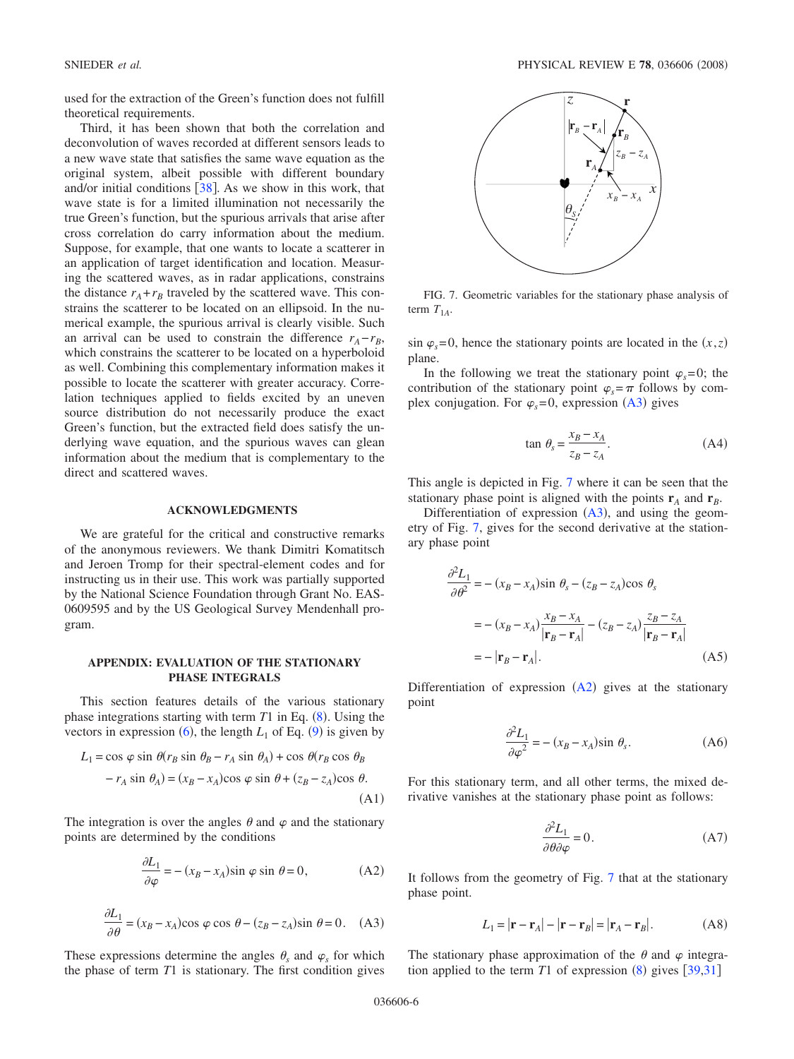used for the extraction of the Green's function does not fulfill theoretical requirements.

Third, it has been shown that both the correlation and deconvolution of waves recorded at different sensors leads to a new wave state that satisfies the same wave equation as the original system, albeit possible with different boundary and/or initial conditions [38]. As we show in this work, that wave state is for a limited illumination not necessarily the true Green's function, but the spurious arrivals that arise after cross correlation do carry information about the medium. Suppose, for example, that one wants to locate a scatterer in an application of target identification and location. Measuring the scattered waves, as in radar applications, constrains the distance $r_A + r_B$ traveled by the scattered wave. This constrains the scatterer to be located on an ellipsoid. In the numerical example, the spurious arrival is clearly visible. Such an arrival can be used to constrain the difference $r_A - r_B$, which constrains the scatterer to be located on a hyperboloid as well. Combining this complementary information makes it possible to locate the scatterer with greater accuracy. Correlation techniques applied to fields excited by an uneven source distribution do not necessarily produce the exact Green's function, but the extracted field does satisfy the underlying wave equation, and the spurious waves can glean information about the medium that is complementary to the direct and scattered waves.

## ACKNOWLEDGMENTS

We are grateful for the critical and constructive remarks of the anonymous reviewers. We thank Dimitri Komatitsch and Jeroen Tromp for their spectral-element codes and for instructing us in their use. This work was partially supported by the National Science Foundation through Grant No. EAS-0609595 and by the US Geological Survey Mendenhall program.

## APPENDIX: EVALUATION OF THE STATIONARY PHASE INTEGRALS

This section features details of the various stationary phase integrations starting with term $T1$ in Eq. (8). Using the vectors in expression (6), the length $L_1$ of Eq. (9) is given by

$$L_1 = \cos\varphi\sin\theta(r_B\sin\theta_B - r_A\sin\theta_A) + \cos\theta(r_B\cos\theta_B - r_A\sin\theta_A) = (x_B - x_A)\cos\varphi\sin\theta + (z_B - z_A)\cos\theta. \quad \text{(A1)}$$

The integration is over the angles $\theta$ and $\varphi$ and the stationary points are determined by the conditions

$$\frac{\partial L_1}{\partial\varphi} = -(x_B - x_A)\sin\varphi\sin\theta = 0, \quad \text{(A2)}$$

$$\frac{\partial L_1}{\partial\theta} = (x_B - x_A)\cos\varphi\cos\theta - (z_B - z_A)\sin\theta = 0. \quad \text{(A3)}$$

These expressions determine the angles $\theta_s$ and $\varphi_s$ for which the phase of term $T1$ is stationary. The first condition gives $\sin\varphi_s = 0$, hence the stationary points are located in the $(x,z)$ plane.

FIG. 7. Geometric variables for the stationary phase analysis of term $T_{1A}$.

In the following we treat the stationary point $\varphi_s = 0$; the contribution of the stationary point $\varphi_s = \pi$ follows by complex conjugation. For $\varphi_s = 0$, expression (A3) gives

$$\tan\theta_s = \frac{x_B - x_A}{z_B - z_A}. \quad \text{(A4)}$$

This angle is depicted in Fig. 7 where it can be seen that the stationary phase point is aligned with the points $\mathbf{r}_A$ and $\mathbf{r}_B$.

Differentiation of expression (A3), and using the geometry of Fig. 7, gives for the second derivative at the stationary phase point

$$\begin{aligned}\frac{\partial^2 L_1}{\partial\theta^2} &= -(x_B - x_A)\sin\theta_s - (z_B - z_A)\cos\theta_s \\ &= -(x_B - x_A)\frac{x_B - x_A}{|\mathbf{r}_B - \mathbf{r}_A|} - (z_B - z_A)\frac{z_B - z_A}{|\mathbf{r}_B - \mathbf{r}_A|} \\ &= -|\mathbf{r}_B - \mathbf{r}_A|.\end{aligned} \quad \text{(A5)}$$

Differentiation of expression (A2) gives at the stationary point

$$\frac{\partial^2 L_1}{\partial\varphi^2} = -(x_B - x_A)\sin\theta_s. \quad \text{(A6)}$$

For this stationary term, and all other terms, the mixed derivative vanishes at the stationary phase point as follows:

$$\frac{\partial^2 L_1}{\partial\theta\partial\varphi} = 0. \quad \text{(A7)}$$

It follows from the geometry of Fig. 7 that at the stationary phase point.

$$L_1 = |\mathbf{r} - \mathbf{r}_A| - |\mathbf{r} - \mathbf{r}_B| = |\mathbf{r}_A - \mathbf{r}_B|. \quad \text{(A8)}$$

The stationary phase approximation of the $\theta$ and $\varphi$ integration applied to the term $T1$ of expression (8) gives [39,31]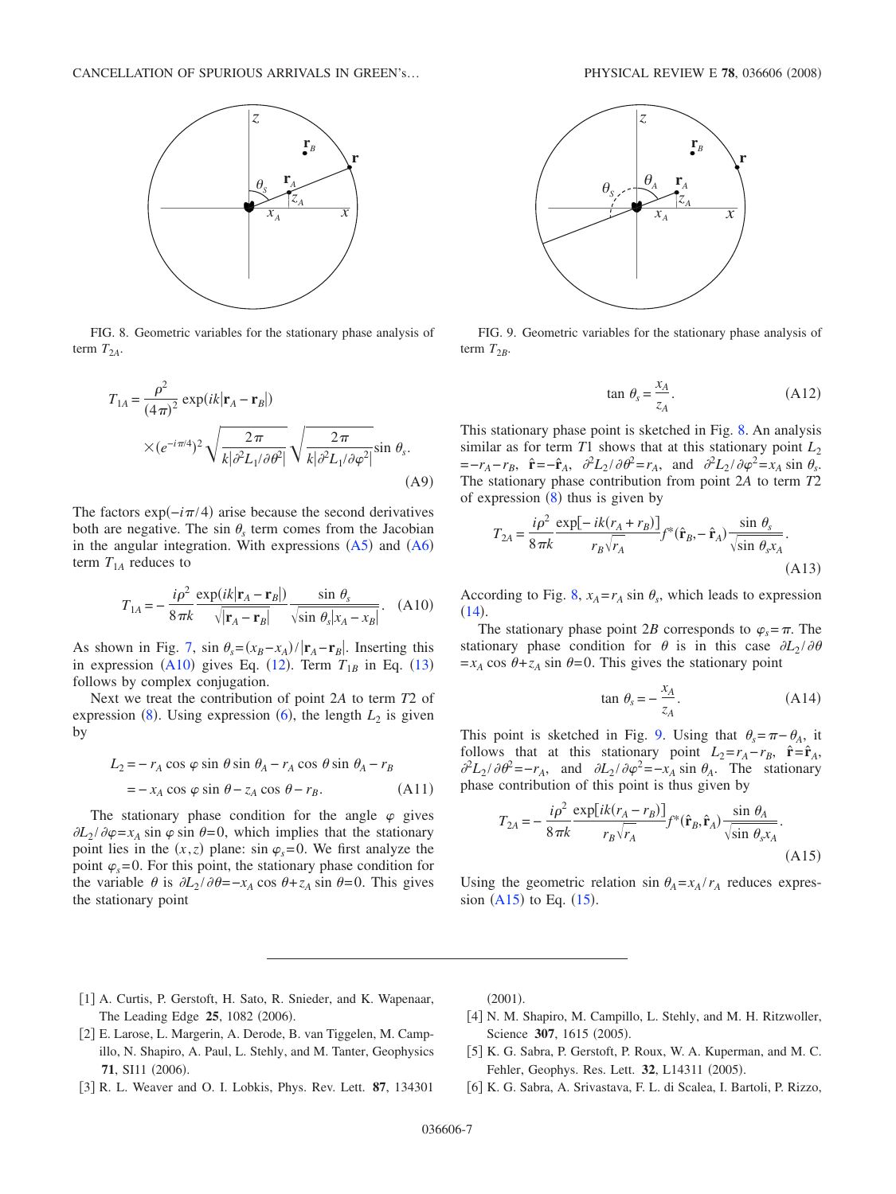FIG. 8. Geometric variables for the stationary phase analysis of term $T_{2A}$.

FIG. 9. Geometric variables for the stationary phase analysis of term $T_{2B}$.

$$T_{1A} = \frac{\rho^2}{(4\pi)^2} \exp(ik|\mathbf{r}_A - \mathbf{r}_B|) \times (e^{-i\pi/4})^2 \sqrt{\frac{2\pi}{k|\partial^2 L_1/\partial\theta^2|}} \sqrt{\frac{2\pi}{k|\partial^2 L_1/\partial\varphi^2|}} \sin\theta_s. \tag{A9}$$

The factors $\exp(-i\pi/4)$ arise because the second derivatives both are negative. The $\sin\theta_s$ term comes from the Jacobian in the angular integration. With expressions (A5) and (A6) term $T_{1A}$ reduces to

$$T_{1A} = -\frac{i\rho^2}{8\pi k} \frac{\exp(ik|\mathbf{r}_A - \mathbf{r}_B|)}{\sqrt{|\mathbf{r}_A - \mathbf{r}_B|}} \frac{\sin\theta_s}{\sqrt{\sin\theta_s |x_A - x_B|}}. \tag{A10}$$

As shown in Fig. 7, $\sin\theta_s = (x_B - x_A)/|\mathbf{r}_A - \mathbf{r}_B|$. Inserting this in expression (A10) gives Eq. (12). Term $T_{1B}$ in Eq. (13) follows by complex conjugation.

Next we treat the contribution of point $2A$ to term $T2$ of expression (8). Using expression (6), the length $L_2$ is given by

$$\begin{aligned} L_2 &= -r_A \cos\varphi \sin\theta \sin\theta_A - r_A \cos\theta \sin\theta_A - r_B \\ &= -x_A \cos\varphi \sin\theta - z_A \cos\theta - r_B. \end{aligned} \tag{A11}$$

The stationary phase condition for the angle $\varphi$ gives $\partial L_2/\partial\varphi = x_A \sin\varphi \sin\theta = 0$, which implies that the stationary point lies in the $(x,z)$ plane: $\sin\varphi_s = 0$. We first analyze the point $\varphi_s = 0$. For this point, the stationary phase condition for the variable $\theta$ is $\partial L_2/\partial\theta = -x_A \cos\theta + z_A \sin\theta = 0$. This gives the stationary point

$$\tan\theta_s = \frac{x_A}{z_A}. \tag{A12}$$

This stationary phase point is sketched in Fig. 8. An analysis similar as for term $T1$ shows that at this stationary point $L_2 = -r_A - r_B$, $\hat{\mathbf{r}} = -\hat{\mathbf{r}}_A$, $\partial^2 L_2/\partial\theta^2 = r_A$, and $\partial^2 L_2/\partial\varphi^2 = x_A \sin\theta_s$. The stationary phase contribution from point $2A$ to term $T2$ of expression (8) thus is given by

$$T_{2A} = \frac{i\rho^2}{8\pi k} \frac{\exp[-ik(r_A + r_B)]}{r_B\sqrt{r_A}} f^*(\hat{\mathbf{r}}_B, -\hat{\mathbf{r}}_A) \frac{\sin\theta_s}{\sqrt{\sin\theta_s x_A}}. \tag{A13}$$

According to Fig. 8, $x_A = r_A \sin\theta_s$, which leads to expression (14).

The stationary phase point $2B$ corresponds to $\varphi_s = \pi$. The stationary phase condition for $\theta$ is in this case $\partial L_2/\partial\theta = x_A \cos\theta + z_A \sin\theta = 0$. This gives the stationary point

$$\tan\theta_s = -\frac{x_A}{z_A}. \tag{A14}$$

This point is sketched in Fig. 9. Using that $\theta_s = \pi - \theta_A$, it follows that at this stationary point $L_2 = r_A - r_B$, $\hat{\mathbf{r}} = \hat{\mathbf{r}}_A$, $\partial^2 L_2/\partial\theta^2 = -r_A$, and $\partial L_2/\partial\varphi^2 = -x_A \sin\theta_A$. The stationary phase contribution of this point is thus given by

$$T_{2A} = -\frac{i\rho^2}{8\pi k} \frac{\exp[ik(r_A - r_B)]}{r_B\sqrt{r_A}} f^*(\hat{\mathbf{r}}_B, \hat{\mathbf{r}}_A) \frac{\sin\theta_A}{\sqrt{\sin\theta_s x_A}}. \tag{A15}$$

Using the geometric relation $\sin\theta_A = x_A/r_A$ reduces expression (A15) to Eq. (15).

---

[1] A. Curtis, P. Gerstoft, H. Sato, R. Snieder, and K. Wapenaar, The Leading Edge **25**, 1082 (2006).

[2] E. Larose, L. Margerin, A. Derode, B. van Tiggelen, M. Campillo, N. Shapiro, A. Paul, L. Stehly, and M. Tanter, Geophysics **71**, SI11 (2006).

[3] R. L. Weaver and O. I. Lobkis, Phys. Rev. Lett. **87**, 134301 (2001).

[4] N. M. Shapiro, M. Campillo, L. Stehly, and M. H. Ritzwoller, Science **307**, 1615 (2005).

[5] K. G. Sabra, P. Gerstoft, P. Roux, W. A. Kuperman, and M. C. Fehler, Geophys. Res. Lett. **32**, L14311 (2005).

[6] K. G. Sabra, A. Srivastava, F. L. di Scalea, I. Bartoli, P. Rizzo,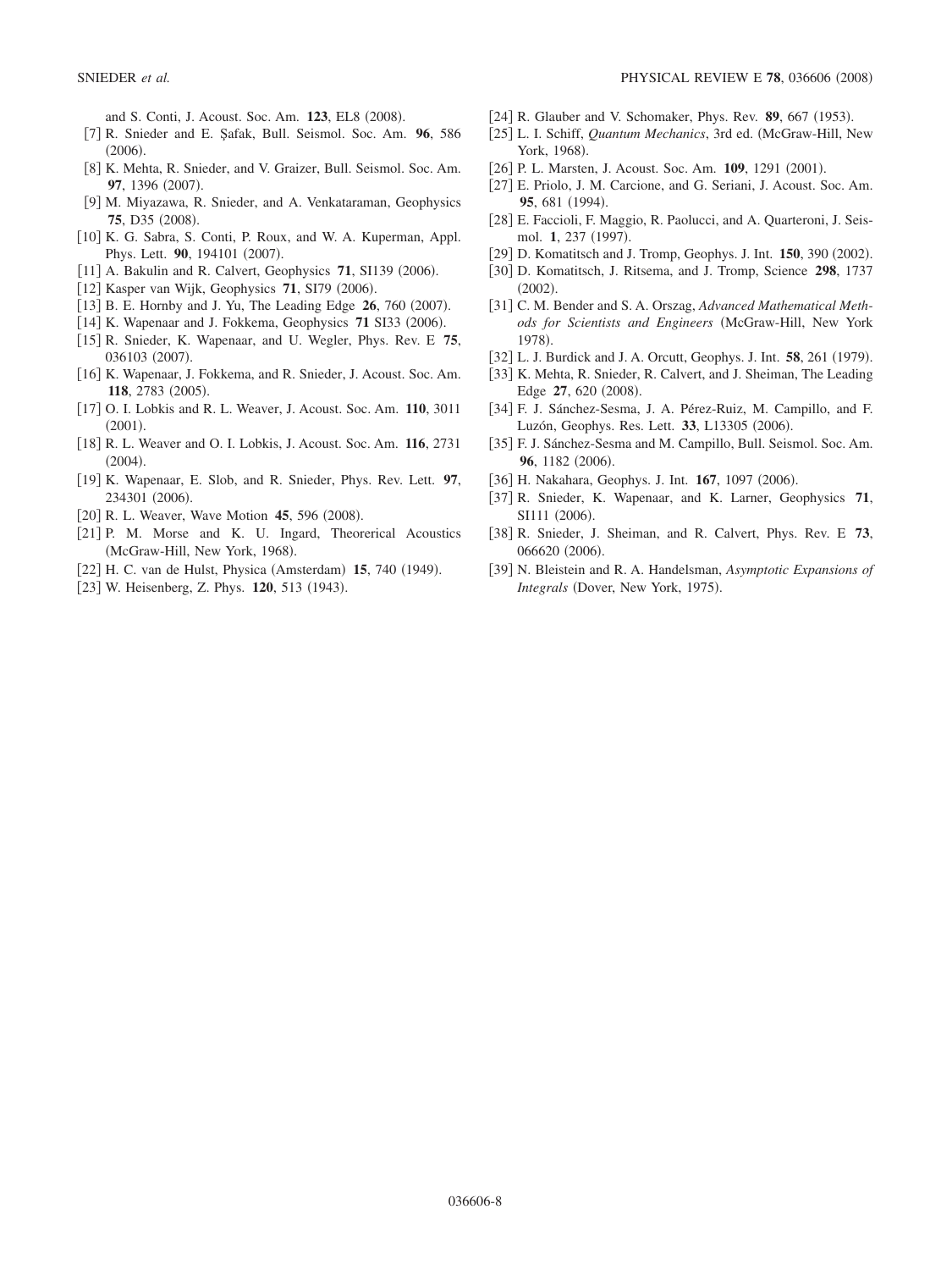and S. Conti, J. Acoust. Soc. Am. **123**, EL8 (2008).

[7] R. Snieder and E. Şafak, Bull. Seismol. Soc. Am. **96**, 586 (2006).

[8] K. Mehta, R. Snieder, and V. Graizer, Bull. Seismol. Soc. Am. **97**, 1396 (2007).

[9] M. Miyazawa, R. Snieder, and A. Venkataraman, Geophysics **75**, D35 (2008).

[10] K. G. Sabra, S. Conti, P. Roux, and W. A. Kuperman, Appl. Phys. Lett. **90**, 194101 (2007).

[11] A. Bakulin and R. Calvert, Geophysics **71**, SI139 (2006).

[12] Kasper van Wijk, Geophysics **71**, SI79 (2006).

[13] B. E. Hornby and J. Yu, The Leading Edge **26**, 760 (2007).

[14] K. Wapenaar and J. Fokkema, Geophysics **71** SI33 (2006).

[15] R. Snieder, K. Wapenaar, and U. Wegler, Phys. Rev. E **75**, 036103 (2007).

[16] K. Wapenaar, J. Fokkema, and R. Snieder, J. Acoust. Soc. Am. **118**, 2783 (2005).

[17] O. I. Lobkis and R. L. Weaver, J. Acoust. Soc. Am. **110**, 3011 (2001).

[18] R. L. Weaver and O. I. Lobkis, J. Acoust. Soc. Am. **116**, 2731 (2004).

[19] K. Wapenaar, E. Slob, and R. Snieder, Phys. Rev. Lett. **97**, 234301 (2006).

[20] R. L. Weaver, Wave Motion **45**, 596 (2008).

[21] P. M. Morse and K. U. Ingard, Theorerical Acoustics (McGraw-Hill, New York, 1968).

[22] H. C. van de Hulst, Physica (Amsterdam) **15**, 740 (1949).

[23] W. Heisenberg, Z. Phys. **120**, 513 (1943).

[24] R. Glauber and V. Schomaker, Phys. Rev. **89**, 667 (1953).

[25] L. I. Schiff, *Quantum Mechanics*, 3rd ed. (McGraw-Hill, New York, 1968).

[26] P. L. Marsten, J. Acoust. Soc. Am. **109**, 1291 (2001).

[27] E. Priolo, J. M. Carcione, and G. Seriani, J. Acoust. Soc. Am. **95**, 681 (1994).

[28] E. Faccioli, F. Maggio, R. Paolucci, and A. Quarteroni, J. Seismol. **1**, 237 (1997).

[29] D. Komatitsch and J. Tromp, Geophys. J. Int. **150**, 390 (2002).

[30] D. Komatitsch, J. Ritsema, and J. Tromp, Science **298**, 1737 (2002).

[31] C. M. Bender and S. A. Orszag, *Advanced Mathematical Methods for Scientists and Engineers* (McGraw-Hill, New York 1978).

[32] L. J. Burdick and J. A. Orcutt, Geophys. J. Int. **58**, 261 (1979).

[33] K. Mehta, R. Snieder, R. Calvert, and J. Sheiman, The Leading Edge **27**, 620 (2008).

[34] F. J. Sánchez-Sesma, J. A. Pérez-Ruiz, M. Campillo, and F. Luzón, Geophys. Res. Lett. **33**, L13305 (2006).

[35] F. J. Sánchez-Sesma and M. Campillo, Bull. Seismol. Soc. Am. **96**, 1182 (2006).

[36] H. Nakahara, Geophys. J. Int. **167**, 1097 (2006).

[37] R. Snieder, K. Wapenaar, and K. Larner, Geophysics **71**, SI111 (2006).

[38] R. Snieder, J. Sheiman, and R. Calvert, Phys. Rev. E **73**, 066620 (2006).

[39] N. Bleistein and R. A. Handelsman, *Asymptotic Expansions of Integrals* (Dover, New York, 1975).